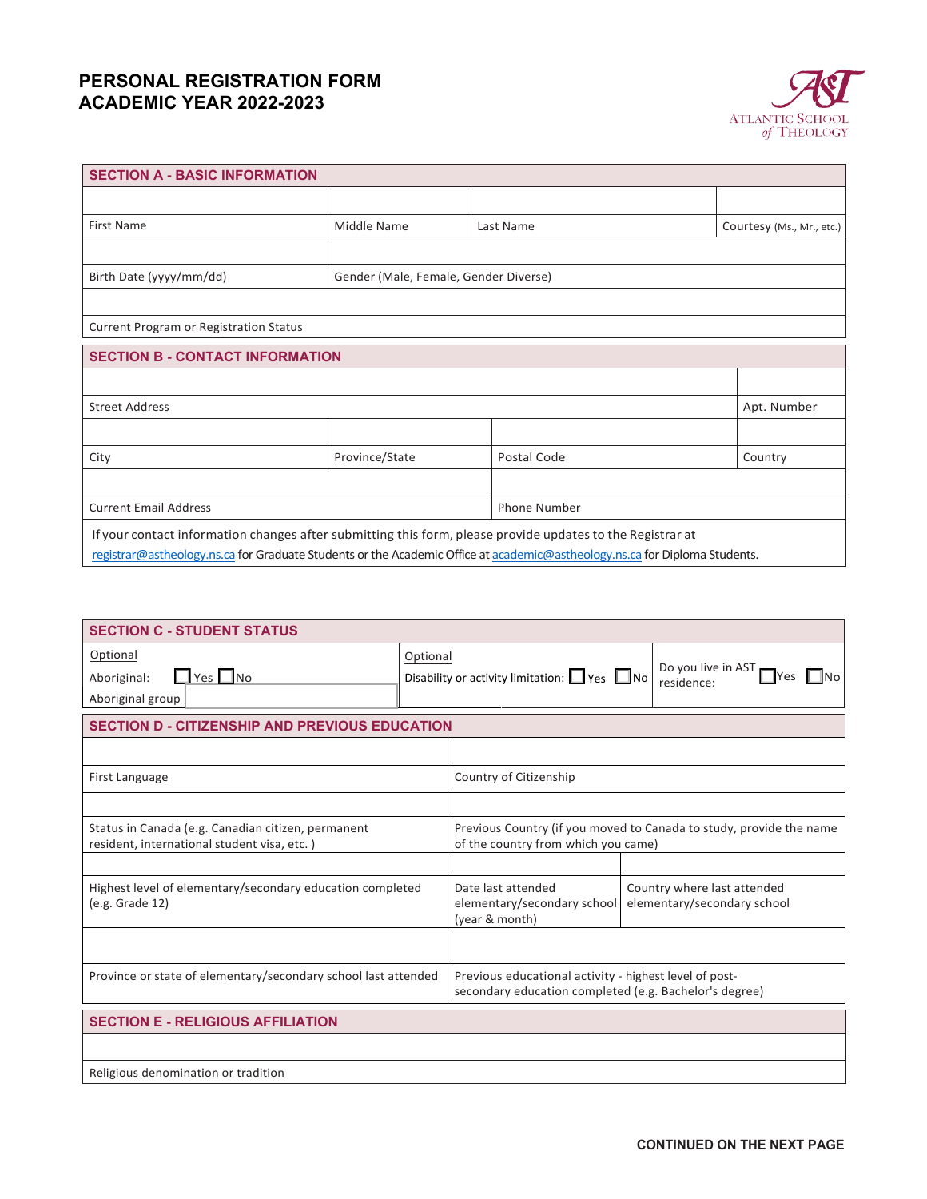# PERSONAL REGISTRATION FORM
# ACADEMIC YEAR 2022-2023

ATLANTIC SCHOOL of THEOLOGY

## SECTION A - BASIC INFORMATION

| | | | |
|---|---|---|---|
| First Name | Middle Name | Last Name | Courtesy (Ms., Mr., etc.) |

| | |
|---|---|
| Birth Date (yyyy/mm/dd) | Gender (Male, Female, Gender Diverse) |

| |
|---|
| Current Program or Registration Status |

## SECTION B - CONTACT INFORMATION

| | |
|---|---|
| Street Address | Apt. Number |

| | | | |
|---|---|---|---|
| City | Province/State | Postal Code | Country |

| | |
|---|---|
| Current Email Address | Phone Number |

If your contact information changes after submitting this form, please provide updates to the Registrar at registrar@astheology.ns.ca for Graduate Students or the Academic Office at academic@astheology.ns.ca for Diploma Students.

## SECTION C - STUDENT STATUS

| | | |
|---|---|---|
| Optional<br>Aboriginal: ☐ Yes ☐ No<br>Aboriginal group | Optional<br>Disability or activity limitation: ☐ Yes ☐ No | Do you live in AST residence: ☐ Yes ☐ No |

## SECTION D - CITIZENSHIP AND PREVIOUS EDUCATION

| | |
|---|---|
| First Language | Country of Citizenship |

| | |
|---|---|
| Status in Canada (e.g. Canadian citizen, permanent resident, international student visa, etc. ) | Previous Country (if you moved to Canada to study, provide the name of the country from which you came) |

| | | |
|---|---|---|
| Highest level of elementary/secondary education completed (e.g. Grade 12) | Date last attended elementary/secondary school (year & month) | Country where last attended elementary/secondary school |

| | |
|---|---|
| Province or state of elementary/secondary school last attended | Previous educational activity - highest level of post-secondary education completed (e.g. Bachelor's degree) |

## SECTION E - RELIGIOUS AFFILIATION

| |
|---|
| Religious denomination or tradition |

**CONTINUED ON THE NEXT PAGE**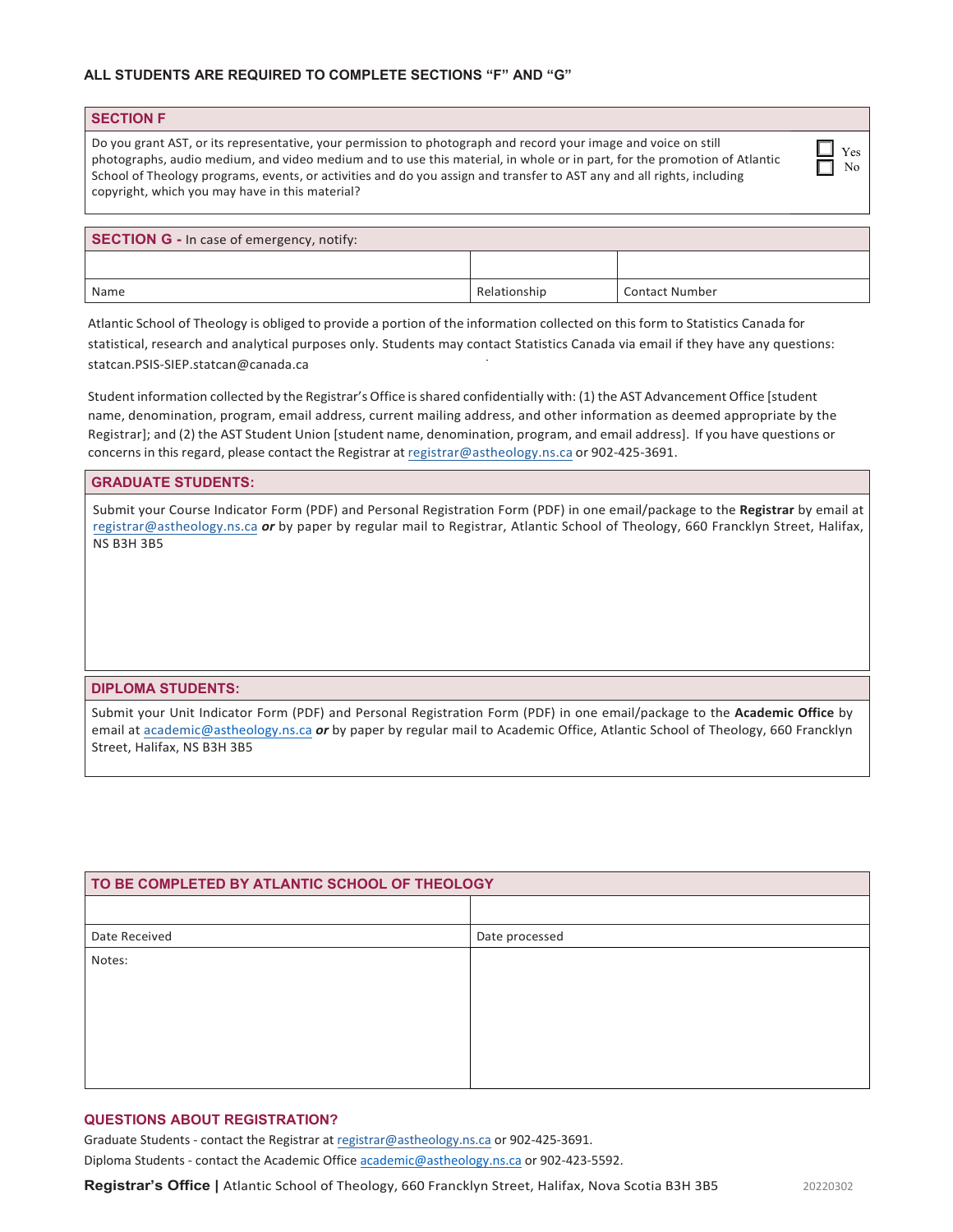**ALL STUDENTS ARE REQUIRED TO COMPLETE SECTIONS "F" AND "G"**

## SECTION F

Do you grant AST, or its representative, your permission to photograph and record your image and voice on still photographs, audio medium, and video medium and to use this material, in whole or in part, for the promotion of Atlantic School of Theology programs, events, or activities and do you assign and transfer to AST any and all rights, including copyright, which you may have in this material?

☐ Yes
☐ No

## SECTION G - In case of emergency, notify:

| | | |
|---|---|---|
| | | |
| Name | Relationship | Contact Number |

Atlantic School of Theology is obliged to provide a portion of the information collected on this form to Statistics Canada for statistical, research and analytical purposes only. Students may contact Statistics Canada via email if they have any questions: statcan.PSIS-SIEP.statcan@canada.ca

Student information collected by the Registrar's Office is shared confidentially with: (1) the AST Advancement Office [student name, denomination, program, email address, current mailing address, and other information as deemed appropriate by the Registrar]; and (2) the AST Student Union [student name, denomination, program, and email address]. If you have questions or concerns in this regard, please contact the Registrar at registrar@astheology.ns.ca or 902-425-3691.

## GRADUATE STUDENTS:

Submit your Course Indicator Form (PDF) and Personal Registration Form (PDF) in one email/package to the **Registrar** by email at registrar@astheology.ns.ca ***or*** by paper by regular mail to Registrar, Atlantic School of Theology, 660 Francklyn Street, Halifax, NS B3H 3B5

## DIPLOMA STUDENTS:

Submit your Unit Indicator Form (PDF) and Personal Registration Form (PDF) in one email/package to the **Academic Office** by email at academic@astheology.ns.ca ***or*** by paper by regular mail to Academic Office, Atlantic School of Theology, 660 Francklyn Street, Halifax, NS B3H 3B5

## TO BE COMPLETED BY ATLANTIC SCHOOL OF THEOLOGY

| | |
|---|---|
| | |
| Date Received | Date processed |
| Notes: | |

## QUESTIONS ABOUT REGISTRATION?

Graduate Students - contact the Registrar at registrar@astheology.ns.ca or 902-425-3691.

Diploma Students - contact the Academic Office academic@astheology.ns.ca or 902-423-5592.

**Registrar's Office |** Atlantic School of Theology, 660 Francklyn Street, Halifax, Nova Scotia B3H 3B5

20220302